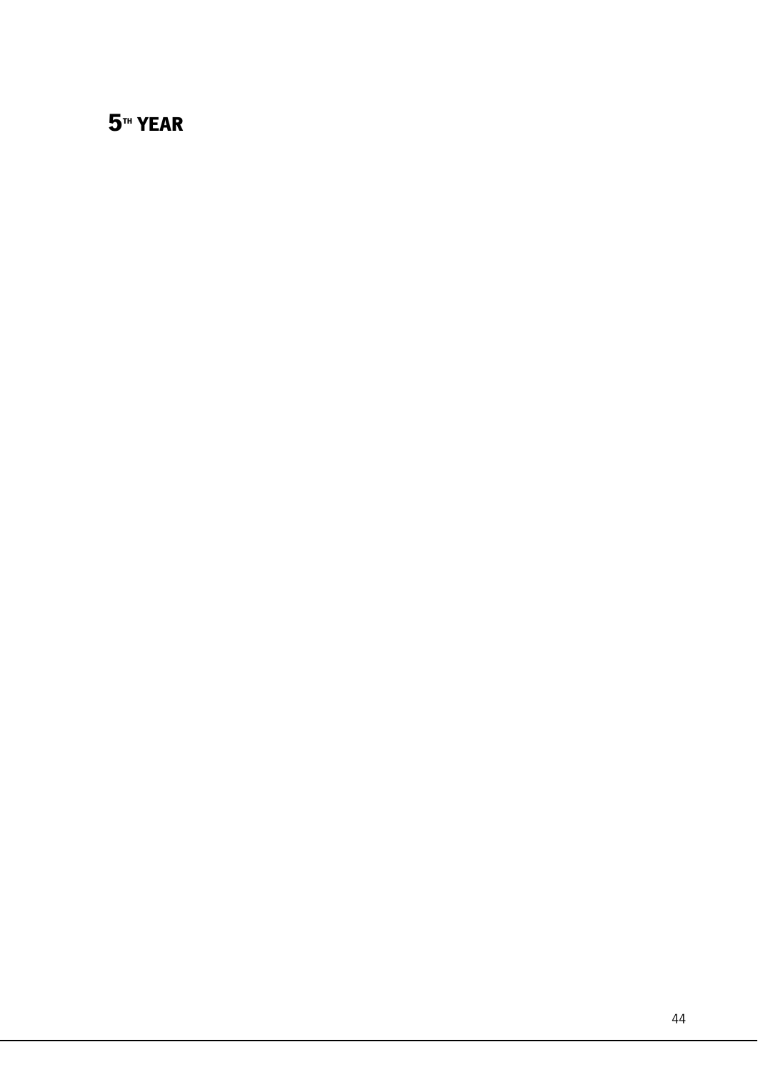# 5TH YEAR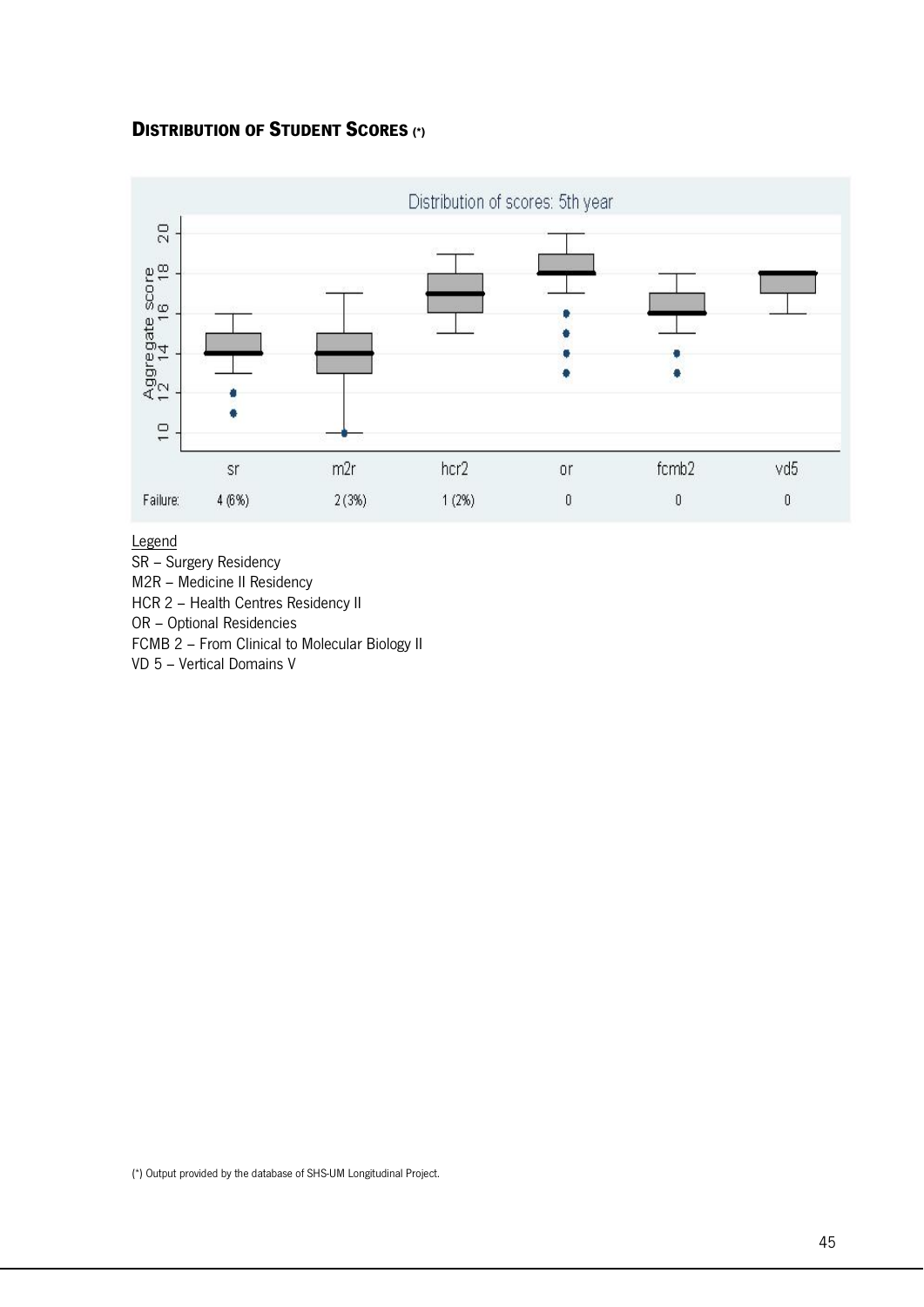### Distribution of Student Scores (*)

Distribution of scores: 5th year

| | sr | m2r | hcr2 | or | fcmb2 | vd5 |
|---|---|---|---|---|---|---|
| Failure: | 4 (6%) | 2 (3%) | 1 (2%) | 0 | 0 | 0 |

Legend

SR – Surgery Residency

M2R – Medicine II Residency

HCR 2 – Health Centres Residency II

OR – Optional Residencies

FCMB 2 – From Clinical to Molecular Biology II

VD 5 – Vertical Domains V

(*) Output provided by the database of SHS-UM Longitudinal Project.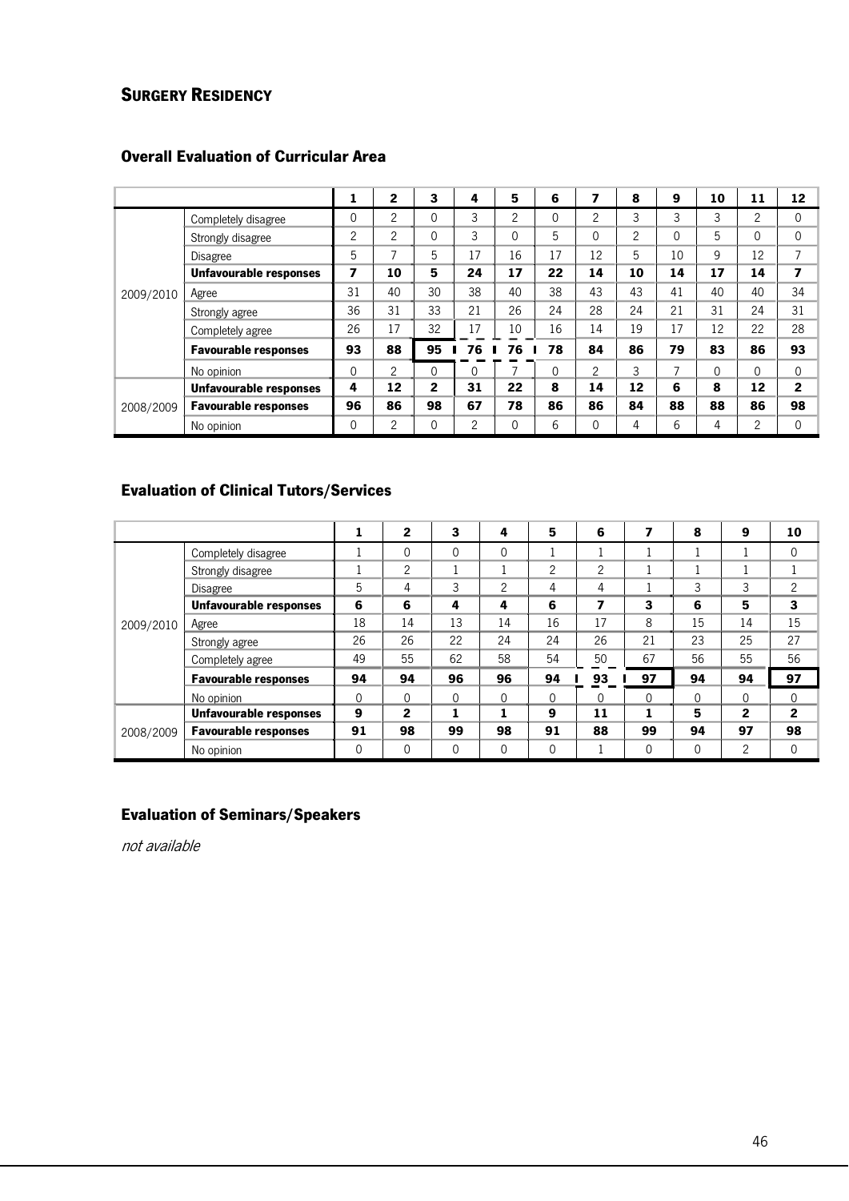## SURGERY RESIDENCY

### Overall Evaluation of Curricular Area

| | | 1 | 2 | 3 | 4 | 5 | 6 | 7 | 8 | 9 | 10 | 11 | 12 |
|---|---|---|---|---|---|---|---|---|---|---|---|---|---|
| 2009/2010 | Completely disagree | 0 | 2 | 0 | 3 | 2 | 0 | 2 | 3 | 3 | 3 | 2 | 0 |
| | Strongly disagree | 2 | 2 | 0 | 3 | 0 | 5 | 0 | 2 | 0 | 5 | 0 | 0 |
| | Disagree | 5 | 7 | 5 | 17 | 16 | 17 | 12 | 5 | 10 | 9 | 12 | 7 |
| | **Unfavourable responses** | **7** | **10** | **5** | **24** | **17** | **22** | **14** | **10** | **14** | **17** | **14** | **7** |
| | Agree | 31 | 40 | 30 | 38 | 40 | 38 | 43 | 43 | 41 | 40 | 40 | 34 |
| | Strongly agree | 36 | 31 | 33 | 21 | 26 | 24 | 28 | 24 | 21 | 31 | 24 | 31 |
| | Completely agree | 26 | 17 | 32 | 17 | 10 | 16 | 14 | 19 | 17 | 12 | 22 | 28 |
| | **Favourable responses** | **93** | **88** | **95** | **76** | **76** | **78** | **84** | **86** | **79** | **83** | **86** | **93** |
| | No opinion | 0 | 2 | 0 | 0 | 7 | 0 | 2 | 3 | 7 | 0 | 0 | 0 |
| 2008/2009 | **Unfavourable responses** | **4** | **12** | **2** | **31** | **22** | **8** | **14** | **12** | **6** | **8** | **12** | **2** |
| | **Favourable responses** | **96** | **86** | **98** | **67** | **78** | **86** | **86** | **84** | **88** | **88** | **86** | **98** |
| | No opinion | 0 | 2 | 0 | 2 | 0 | 6 | 0 | 4 | 6 | 4 | 2 | 0 |

### Evaluation of Clinical Tutors/Services

| | | 1 | 2 | 3 | 4 | 5 | 6 | 7 | 8 | 9 | 10 |
|---|---|---|---|---|---|---|---|---|---|---|---|
| 2009/2010 | Completely disagree | 1 | 0 | 0 | 0 | 1 | 1 | 1 | 1 | 1 | 0 |
| | Strongly disagree | 1 | 2 | 1 | 1 | 2 | 2 | 1 | 1 | 1 | 1 |
| | Disagree | 5 | 4 | 3 | 2 | 4 | 4 | 1 | 3 | 3 | 2 |
| | **Unfavourable responses** | **6** | **6** | **4** | **4** | **6** | **7** | **3** | **6** | **5** | **3** |
| | Agree | 18 | 14 | 13 | 14 | 16 | 17 | 8 | 15 | 14 | 15 |
| | Strongly agree | 26 | 26 | 22 | 24 | 24 | 26 | 21 | 23 | 25 | 27 |
| | Completely agree | 49 | 55 | 62 | 58 | 54 | 50 | 67 | 56 | 55 | 56 |
| | **Favourable responses** | **94** | **94** | **96** | **96** | **94** | **93** | **97** | **94** | **94** | **97** |
| | No opinion | 0 | 0 | 0 | 0 | 0 | 0 | 0 | 0 | 0 | 0 |
| 2008/2009 | **Unfavourable responses** | **9** | **2** | **1** | **1** | **9** | **11** | **1** | **5** | **2** | **2** |
| | **Favourable responses** | **91** | **98** | **99** | **98** | **91** | **88** | **99** | **94** | **97** | **98** |
| | No opinion | 0 | 0 | 0 | 0 | 0 | 1 | 0 | 0 | 2 | 0 |

### Evaluation of Seminars/Speakers

*not available*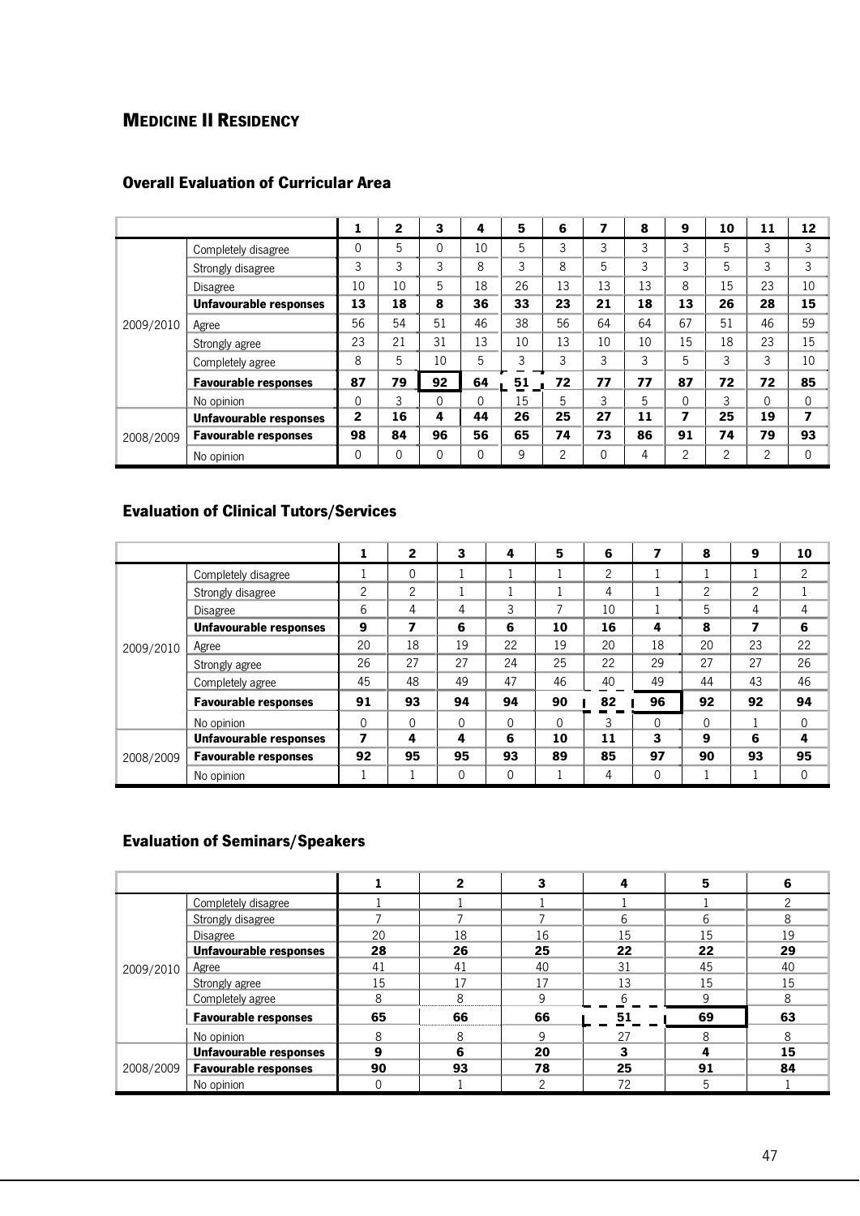## MEDICINE II RESIDENCY

### Overall Evaluation of Curricular Area

| | | 1 | 2 | 3 | 4 | 5 | 6 | 7 | 8 | 9 | 10 | 11 | 12 |
|---|---|---|---|---|---|---|---|---|---|---|---|---|---|
| 2009/2010 | Completely disagree | 0 | 5 | 0 | 10 | 5 | 3 | 3 | 3 | 3 | 5 | 3 | 3 |
| | Strongly disagree | 3 | 3 | 3 | 8 | 3 | 8 | 5 | 3 | 3 | 5 | 3 | 3 |
| | Disagree | 10 | 10 | 5 | 18 | 26 | 13 | 13 | 13 | 8 | 15 | 23 | 10 |
| | **Unfavourable responses** | **13** | **18** | **8** | **36** | **33** | **23** | **21** | **18** | **13** | **26** | **28** | **15** |
| | Agree | 56 | 54 | 51 | 46 | 38 | 56 | 64 | 64 | 67 | 51 | 46 | 59 |
| | Strongly agree | 23 | 21 | 31 | 13 | 10 | 13 | 10 | 10 | 15 | 18 | 23 | 15 |
| | Completely agree | 8 | 5 | 10 | 5 | 3 | 3 | 3 | 3 | 5 | 3 | 3 | 10 |
| | **Favourable responses** | **87** | **79** | **92** | **64** | **51** | **72** | **77** | **77** | **87** | **72** | **72** | **85** |
| | No opinion | 0 | 3 | 0 | 0 | 15 | 5 | 3 | 5 | 0 | 3 | 0 | 0 |
| 2008/2009 | **Unfavourable responses** | **2** | **16** | **4** | **44** | **26** | **25** | **27** | **11** | **7** | **25** | **19** | **7** |
| | **Favourable responses** | **98** | **84** | **96** | **56** | **65** | **74** | **73** | **86** | **91** | **74** | **79** | **93** |
| | No opinion | 0 | 0 | 0 | 0 | 9 | 2 | 0 | 4 | 2 | 2 | 2 | 0 |

### Evaluation of Clinical Tutors/Services

| | | 1 | 2 | 3 | 4 | 5 | 6 | 7 | 8 | 9 | 10 |
|---|---|---|---|---|---|---|---|---|---|---|---|
| 2009/2010 | Completely disagree | 1 | 0 | 1 | 1 | 1 | 2 | 1 | 1 | 1 | 2 |
| | Strongly disagree | 2 | 2 | 1 | 1 | 1 | 4 | 1 | 2 | 2 | 1 |
| | Disagree | 6 | 4 | 4 | 3 | 7 | 10 | 1 | 5 | 4 | 4 |
| | **Unfavourable responses** | **9** | **7** | **6** | **6** | **10** | **16** | **4** | **8** | **7** | **6** |
| | Agree | 20 | 18 | 19 | 22 | 19 | 20 | 18 | 20 | 23 | 22 |
| | Strongly agree | 26 | 27 | 27 | 24 | 25 | 22 | 29 | 27 | 27 | 26 |
| | Completely agree | 45 | 48 | 49 | 47 | 46 | 40 | 49 | 44 | 43 | 46 |
| | **Favourable responses** | **91** | **93** | **94** | **94** | **90** | **82** | **96** | **92** | **92** | **94** |
| | No opinion | 0 | 0 | 0 | 0 | 0 | 3 | 0 | 0 | 1 | 0 |
| 2008/2009 | **Unfavourable responses** | **7** | **4** | **4** | **6** | **10** | **11** | **3** | **9** | **6** | **4** |
| | **Favourable responses** | **92** | **95** | **95** | **93** | **89** | **85** | **97** | **90** | **93** | **95** |
| | No opinion | 1 | 1 | 0 | 0 | 1 | 4 | 0 | 1 | 1 | 0 |

### Evaluation of Seminars/Speakers

| | | 1 | 2 | 3 | 4 | 5 | 6 |
|---|---|---|---|---|---|---|---|
| 2009/2010 | Completely disagree | 1 | 1 | 1 | 1 | 1 | 2 |
| | Strongly disagree | 7 | 7 | 7 | 6 | 6 | 8 |
| | Disagree | 20 | 18 | 16 | 15 | 15 | 19 |
| | **Unfavourable responses** | **28** | **26** | **25** | **22** | **22** | **29** |
| | Agree | 41 | 41 | 40 | 31 | 45 | 40 |
| | Strongly agree | 15 | 17 | 17 | 13 | 15 | 15 |
| | Completely agree | 8 | 8 | 9 | 6 | 9 | 8 |
| | **Favourable responses** | **65** | **66** | **66** | **51** | **69** | **63** |
| | No opinion | 8 | 8 | 9 | 27 | 8 | 8 |
| 2008/2009 | **Unfavourable responses** | **9** | **6** | **20** | **3** | **4** | **15** |
| | **Favourable responses** | **90** | **93** | **78** | **25** | **91** | **84** |
| | No opinion | 0 | 1 | 2 | 72 | 5 | 1 |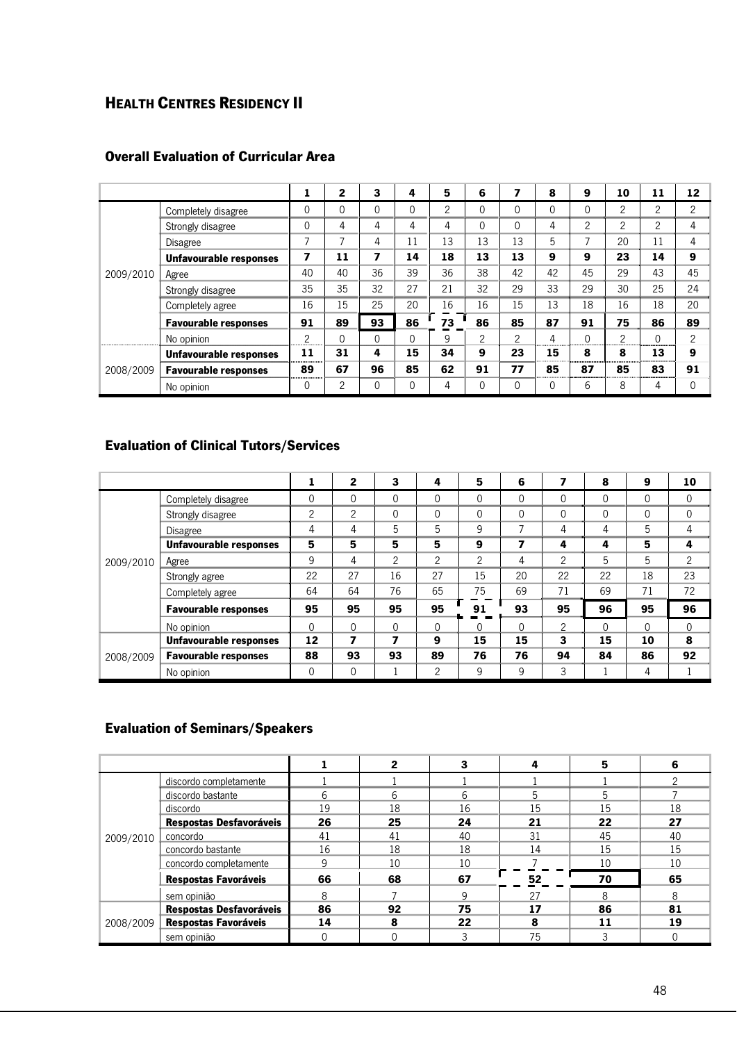## HEALTH CENTRES RESIDENCY II

### Overall Evaluation of Curricular Area

| | | 1 | 2 | 3 | 4 | 5 | 6 | 7 | 8 | 9 | 10 | 11 | 12 |
|---|---|---|---|---|---|---|---|---|---|---|---|---|---|
| 2009/2010 | Completely disagree | 0 | 0 | 0 | 0 | 2 | 0 | 0 | 0 | 0 | 2 | 2 | 2 |
| | Strongly disagree | 0 | 4 | 4 | 4 | 4 | 0 | 0 | 4 | 2 | 2 | 2 | 4 |
| | Disagree | 7 | 7 | 4 | 11 | 13 | 13 | 13 | 5 | 7 | 20 | 11 | 4 |
| | **Unfavourable responses** | **7** | **11** | **7** | **14** | **18** | **13** | **13** | **9** | **9** | **23** | **14** | **9** |
| | Agree | 40 | 40 | 36 | 39 | 36 | 38 | 42 | 42 | 45 | 29 | 43 | 45 |
| | Strongly disagree | 35 | 35 | 32 | 27 | 21 | 32 | 29 | 33 | 29 | 30 | 25 | 24 |
| | Completely agree | 16 | 15 | 25 | 20 | 16 | 16 | 15 | 13 | 18 | 16 | 18 | 20 |
| | **Favourable responses** | **91** | **89** | **93** | **86** | **73** | **86** | **85** | **87** | **91** | **75** | **86** | **89** |
| | No opinion | 2 | 0 | 0 | 0 | 9 | 2 | 2 | 4 | 0 | 2 | 0 | 2 |
| 2008/2009 | **Unfavourable responses** | **11** | **31** | **4** | **15** | **34** | **9** | **23** | **15** | **8** | **8** | **13** | **9** |
| | **Favourable responses** | **89** | **67** | **96** | **85** | **62** | **91** | **77** | **85** | **87** | **85** | **83** | **91** |
| | No opinion | 0 | 2 | 0 | 0 | 4 | 0 | 0 | 0 | 6 | 8 | 4 | 0 |

### Evaluation of Clinical Tutors/Services

| | | 1 | 2 | 3 | 4 | 5 | 6 | 7 | 8 | 9 | 10 |
|---|---|---|---|---|---|---|---|---|---|---|---|
| 2009/2010 | Completely disagree | 0 | 0 | 0 | 0 | 0 | 0 | 0 | 0 | 0 | 0 |
| | Strongly disagree | 2 | 2 | 0 | 0 | 0 | 0 | 0 | 0 | 0 | 0 |
| | Disagree | 4 | 4 | 5 | 5 | 9 | 7 | 4 | 4 | 5 | 4 |
| | **Unfavourable responses** | **5** | **5** | **5** | **5** | **9** | **7** | **4** | **4** | **5** | **4** |
| | Agree | 9 | 4 | 2 | 2 | 2 | 4 | 2 | 5 | 5 | 2 |
| | Strongly agree | 22 | 27 | 16 | 27 | 15 | 20 | 22 | 22 | 18 | 23 |
| | Completely agree | 64 | 64 | 76 | 65 | 75 | 69 | 71 | 69 | 71 | 72 |
| | **Favourable responses** | **95** | **95** | **95** | **95** | **91** | **93** | **95** | **96** | **95** | **96** |
| | No opinion | 0 | 0 | 0 | 0 | 0 | 0 | 2 | 0 | 0 | 0 |
| 2008/2009 | **Unfavourable responses** | **12** | **7** | **7** | **9** | **15** | **15** | **3** | **15** | **10** | **8** |
| | **Favourable responses** | **88** | **93** | **93** | **89** | **76** | **76** | **94** | **84** | **86** | **92** |
| | No opinion | 0 | 0 | 1 | 2 | 9 | 9 | 3 | 1 | 4 | 1 |

### Evaluation of Seminars/Speakers

| | | 1 | 2 | 3 | 4 | 5 | 6 |
|---|---|---|---|---|---|---|---|
| 2009/2010 | discordo completamente | 1 | 1 | 1 | 1 | 1 | 2 |
| | discordo bastante | 6 | 6 | 6 | 5 | 5 | 7 |
| | discordo | 19 | 18 | 16 | 15 | 15 | 18 |
| | **Respostas Desfavoráveis** | **26** | **25** | **24** | **21** | **22** | **27** |
| | concordo | 41 | 41 | 40 | 31 | 45 | 40 |
| | concordo bastante | 16 | 18 | 18 | 14 | 15 | 15 |
| | concordo completamente | 9 | 10 | 10 | 7 | 10 | 10 |
| | **Respostas Favoráveis** | **66** | **68** | **67** | **52** | **70** | **65** |
| | sem opinião | 8 | 7 | 9 | 27 | 8 | 8 |
| 2008/2009 | **Respostas Desfavoráveis** | **86** | **92** | **75** | **17** | **86** | **81** |
| | **Respostas Favoráveis** | **14** | **8** | **22** | **8** | **11** | **19** |
| | sem opinião | 0 | 0 | 3 | 75 | 3 | 0 |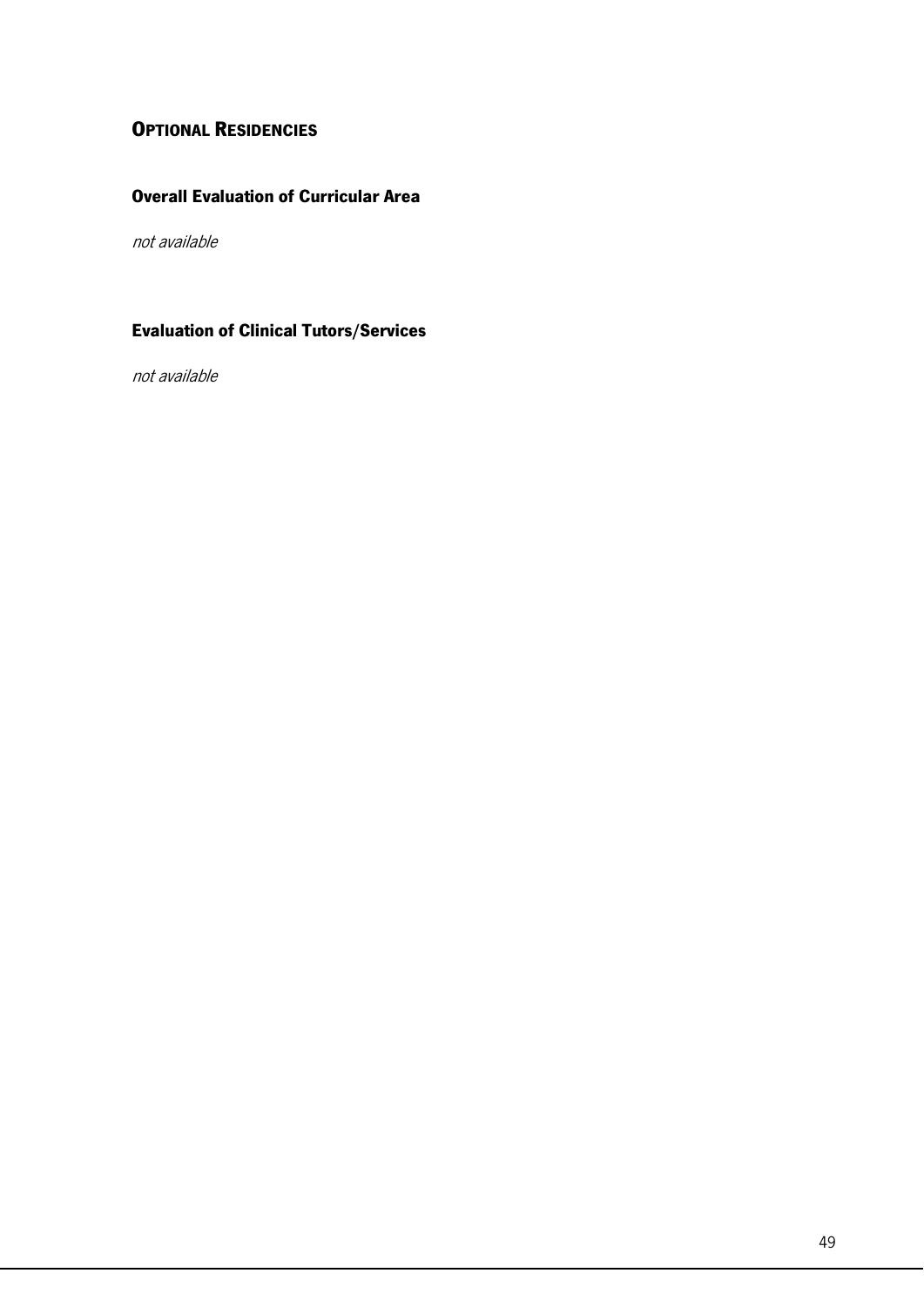## OPTIONAL RESIDENCIES

### Overall Evaluation of Curricular Area

*not available*

### Evaluation of Clinical Tutors/Services

*not available*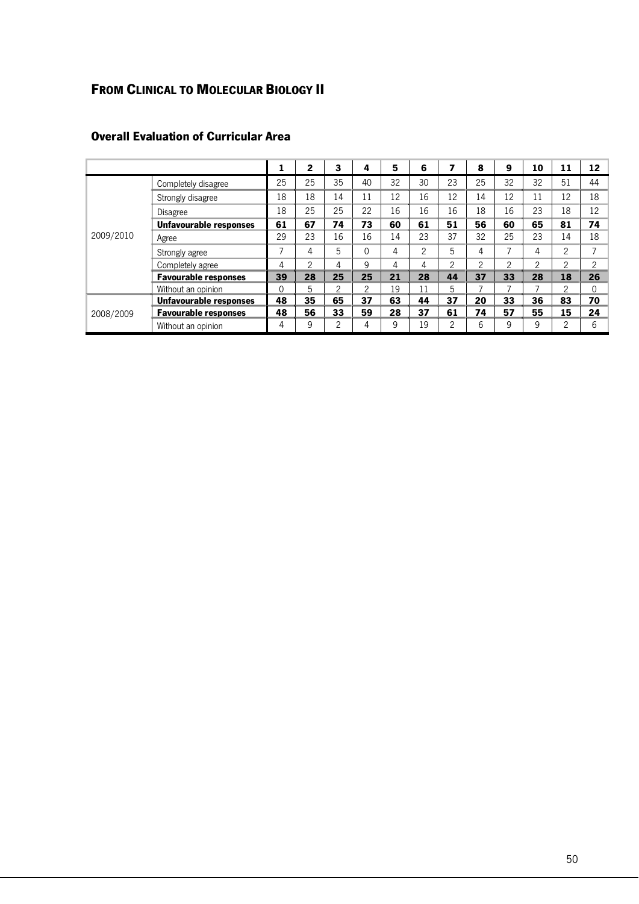## From Clinical to Molecular Biology II

### Overall Evaluation of Curricular Area

| | | 1 | 2 | 3 | 4 | 5 | 6 | 7 | 8 | 9 | 10 | 11 | 12 |
|---|---|---|---|---|---|---|---|---|---|---|---|---|---|
| 2009/2010 | Completely disagree | 25 | 25 | 35 | 40 | 32 | 30 | 23 | 25 | 32 | 32 | 51 | 44 |
| | Strongly disagree | 18 | 18 | 14 | 11 | 12 | 16 | 12 | 14 | 12 | 11 | 12 | 18 |
| | Disagree | 18 | 25 | 25 | 22 | 16 | 16 | 16 | 18 | 16 | 23 | 18 | 12 |
| | **Unfavourable responses** | **61** | **67** | **74** | **73** | **60** | **61** | **51** | **56** | **60** | **65** | **81** | **74** |
| | Agree | 29 | 23 | 16 | 16 | 14 | 23 | 37 | 32 | 25 | 23 | 14 | 18 |
| | Strongly agree | 7 | 4 | 5 | 0 | 4 | 2 | 5 | 4 | 7 | 4 | 2 | 7 |
| | Completely agree | 4 | 2 | 4 | 9 | 4 | 4 | 2 | 2 | 2 | 2 | 2 | 2 |
| | **Favourable responses** | **39** | **28** | **25** | **25** | **21** | **28** | **44** | **37** | **33** | **28** | **18** | **26** |
| | Without an opinion | 0 | 5 | 2 | 2 | 19 | 11 | 5 | 7 | 7 | 7 | 2 | 0 |
| 2008/2009 | **Unfavourable responses** | **48** | **35** | **65** | **37** | **63** | **44** | **37** | **20** | **33** | **36** | **83** | **70** |
| | **Favourable responses** | **48** | **56** | **33** | **59** | **28** | **37** | **61** | **74** | **57** | **55** | **15** | **24** |
| | Without an opinion | 4 | 9 | 2 | 4 | 9 | 19 | 2 | 6 | 9 | 9 | 2 | 6 |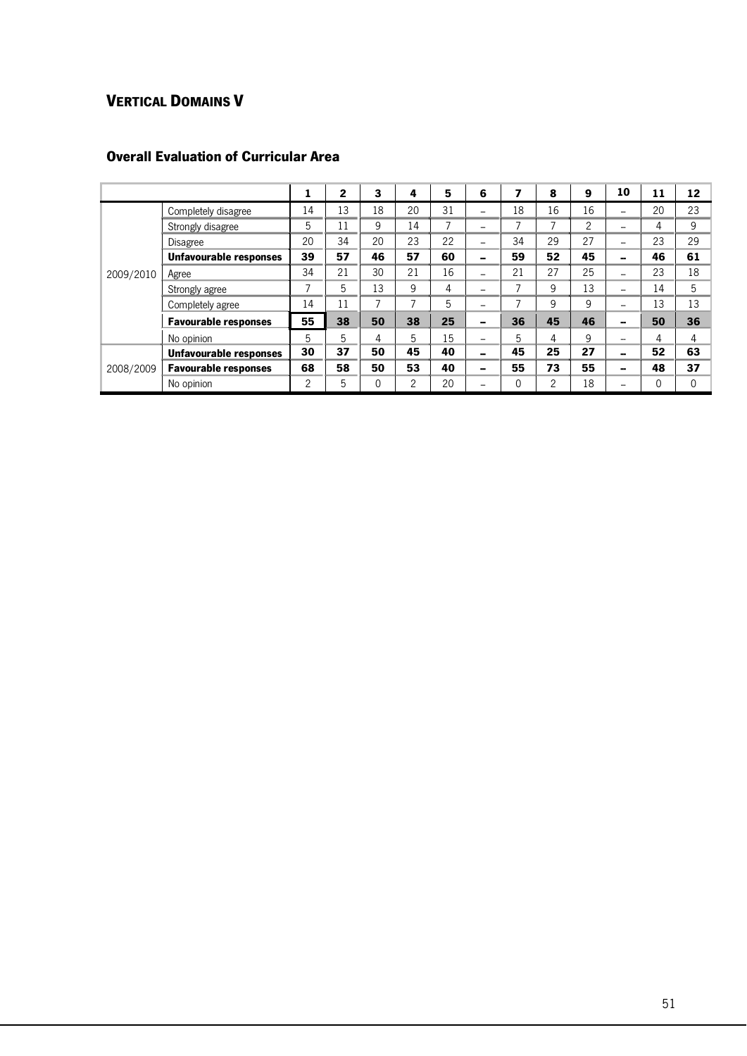## VERTICAL DOMAINS V

### Overall Evaluation of Curricular Area

| | | 1 | 2 | 3 | 4 | 5 | 6 | 7 | 8 | 9 | 10 | 11 | 12 |
|---|---|---|---|---|---|---|---|---|---|---|---|---|---|
| 2009/2010 | Completely disagree | 14 | 13 | 18 | 20 | 31 | – | 18 | 16 | 16 | – | 20 | 23 |
| | Strongly disagree | 5 | 11 | 9 | 14 | 7 | – | 7 | 7 | 2 | – | 4 | 9 |
| | Disagree | 20 | 34 | 20 | 23 | 22 | – | 34 | 29 | 27 | – | 23 | 29 |
| | **Unfavourable responses** | **39** | **57** | **46** | **57** | **60** | **–** | **59** | **52** | **45** | **–** | **46** | **61** |
| | Agree | 34 | 21 | 30 | 21 | 16 | – | 21 | 27 | 25 | – | 23 | 18 |
| | Strongly agree | 7 | 5 | 13 | 9 | 4 | – | 7 | 9 | 13 | – | 14 | 5 |
| | Completely agree | 14 | 11 | 7 | 7 | 5 | – | 7 | 9 | 9 | – | 13 | 13 |
| | **Favourable responses** | **55** | **38** | **50** | **38** | **25** | **–** | **36** | **45** | **46** | **–** | **50** | **36** |
| | No opinion | 5 | 5 | 4 | 5 | 15 | – | 5 | 4 | 9 | – | 4 | 4 |
| 2008/2009 | **Unfavourable responses** | **30** | **37** | **50** | **45** | **40** | **–** | **45** | **25** | **27** | **–** | **52** | **63** |
| | **Favourable responses** | **68** | **58** | **50** | **53** | **40** | **–** | **55** | **73** | **55** | **–** | **48** | **37** |
| | No opinion | 2 | 5 | 0 | 2 | 20 | – | 0 | 2 | 18 | – | 0 | 0 |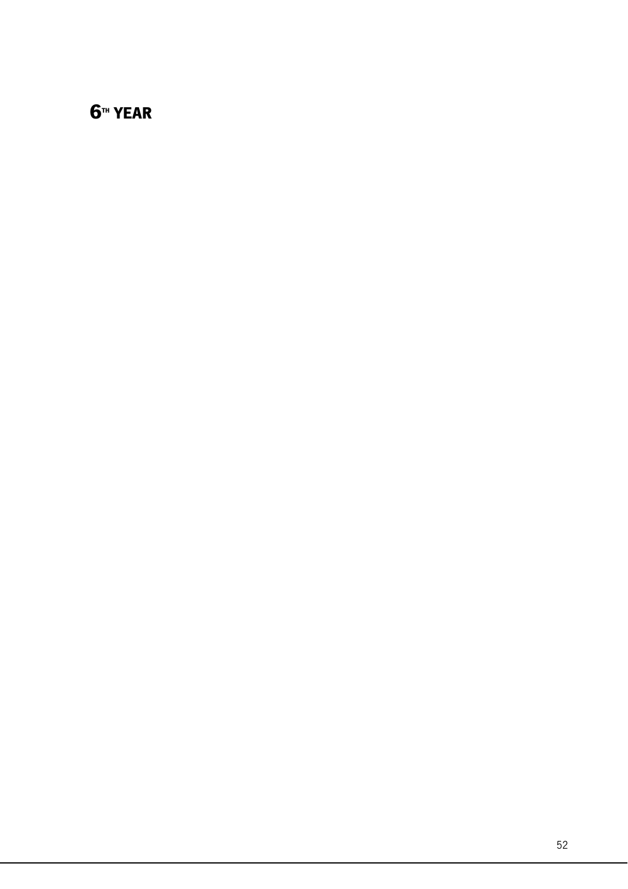# 6TH YEAR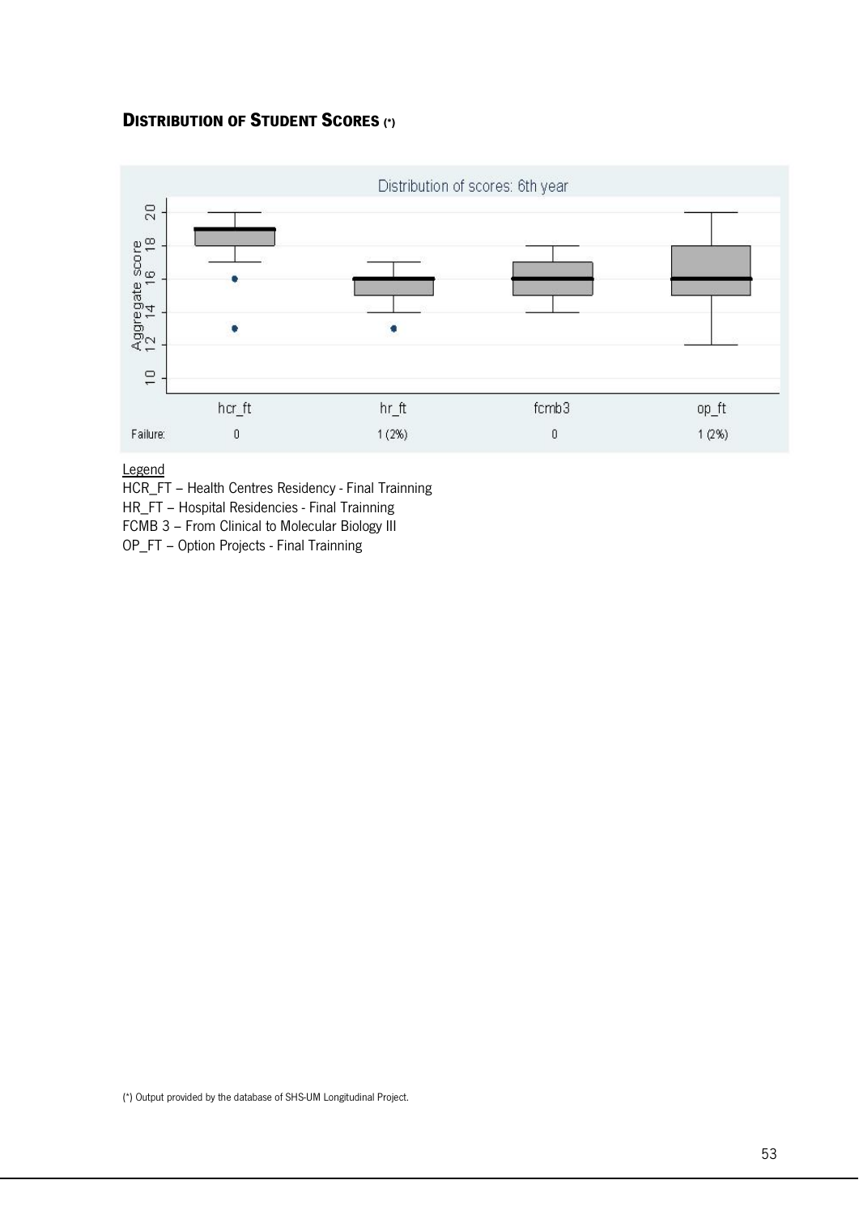## DISTRIBUTION OF STUDENT SCORES (*)

Distribution of scores: 6th year

| | hcr_ft | hr_ft | fcmb3 | op_ft |
|---|---|---|---|---|
| Failure: | 0 | 1 (2%) | 0 | 1 (2%) |

Legend

HCR_FT – Health Centres Residency - Final Trainning

HR_FT – Hospital Residencies - Final Trainning

FCMB 3 – From Clinical to Molecular Biology III

OP_FT – Option Projects - Final Trainning

(*) Output provided by the database of SHS-UM Longitudinal Project.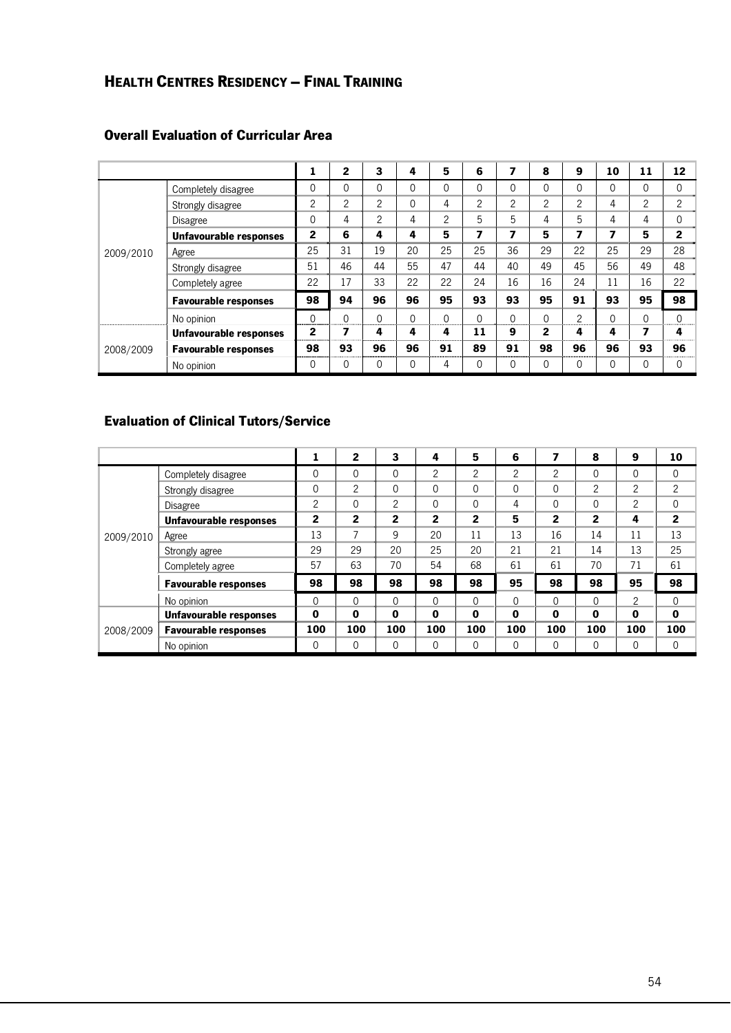## Health Centres Residency – Final Training

### Overall Evaluation of Curricular Area

| | | 1 | 2 | 3 | 4 | 5 | 6 | 7 | 8 | 9 | 10 | 11 | 12 |
|---|---|---|---|---|---|---|---|---|---|---|---|---|---|
| 2009/2010 | Completely disagree | 0 | 0 | 0 | 0 | 0 | 0 | 0 | 0 | 0 | 0 | 0 | 0 |
| | Strongly disagree | 2 | 2 | 2 | 0 | 4 | 2 | 2 | 2 | 2 | 4 | 2 | 2 |
| | Disagree | 0 | 4 | 2 | 4 | 2 | 5 | 5 | 4 | 5 | 4 | 4 | 0 |
| | **Unfavourable responses** | **2** | **6** | **4** | **4** | **5** | **7** | **7** | **5** | **7** | **7** | **5** | **2** |
| | Agree | 25 | 31 | 19 | 20 | 25 | 25 | 36 | 29 | 22 | 25 | 29 | 28 |
| | Strongly disagree | 51 | 46 | 44 | 55 | 47 | 44 | 40 | 49 | 45 | 56 | 49 | 48 |
| | Completely agree | 22 | 17 | 33 | 22 | 22 | 24 | 16 | 16 | 24 | 11 | 16 | 22 |
| | **Favourable responses** | **98** | **94** | **96** | **96** | **95** | **93** | **93** | **95** | **91** | **93** | **95** | **98** |
| | No opinion | 0 | 0 | 0 | 0 | 0 | 0 | 0 | 0 | 2 | 0 | 0 | 0 |
| 2008/2009 | **Unfavourable responses** | **2** | **7** | **4** | **4** | **4** | **11** | **9** | **2** | **4** | **4** | **7** | **4** |
| | **Favourable responses** | **98** | **93** | **96** | **96** | **91** | **89** | **91** | **98** | **96** | **96** | **93** | **96** |
| | No opinion | 0 | 0 | 0 | 0 | 4 | 0 | 0 | 0 | 0 | 0 | 0 | 0 |

### Evaluation of Clinical Tutors/Service

| | | 1 | 2 | 3 | 4 | 5 | 6 | 7 | 8 | 9 | 10 |
|---|---|---|---|---|---|---|---|---|---|---|---|
| 2009/2010 | Completely disagree | 0 | 0 | 0 | 2 | 2 | 2 | 2 | 0 | 0 | 0 |
| | Strongly disagree | 0 | 2 | 0 | 0 | 0 | 0 | 0 | 2 | 2 | 2 |
| | Disagree | 2 | 0 | 2 | 0 | 0 | 4 | 0 | 0 | 2 | 0 |
| | **Unfavourable responses** | **2** | **2** | **2** | **2** | **2** | **5** | **2** | **2** | **4** | **2** |
| | Agree | 13 | 7 | 9 | 20 | 11 | 13 | 16 | 14 | 11 | 13 |
| | Strongly agree | 29 | 29 | 20 | 25 | 20 | 21 | 21 | 14 | 13 | 25 |
| | Completely agree | 57 | 63 | 70 | 54 | 68 | 61 | 61 | 70 | 71 | 61 |
| | **Favourable responses** | **98** | **98** | **98** | **98** | **98** | **95** | **98** | **98** | **95** | **98** |
| | No opinion | 0 | 0 | 0 | 0 | 0 | 0 | 0 | 0 | 2 | 0 |
| 2008/2009 | **Unfavourable responses** | **0** | **0** | **0** | **0** | **0** | **0** | **0** | **0** | **0** | **0** |
| | **Favourable responses** | **100** | **100** | **100** | **100** | **100** | **100** | **100** | **100** | **100** | **100** |
| | No opinion | 0 | 0 | 0 | 0 | 0 | 0 | 0 | 0 | 0 | 0 |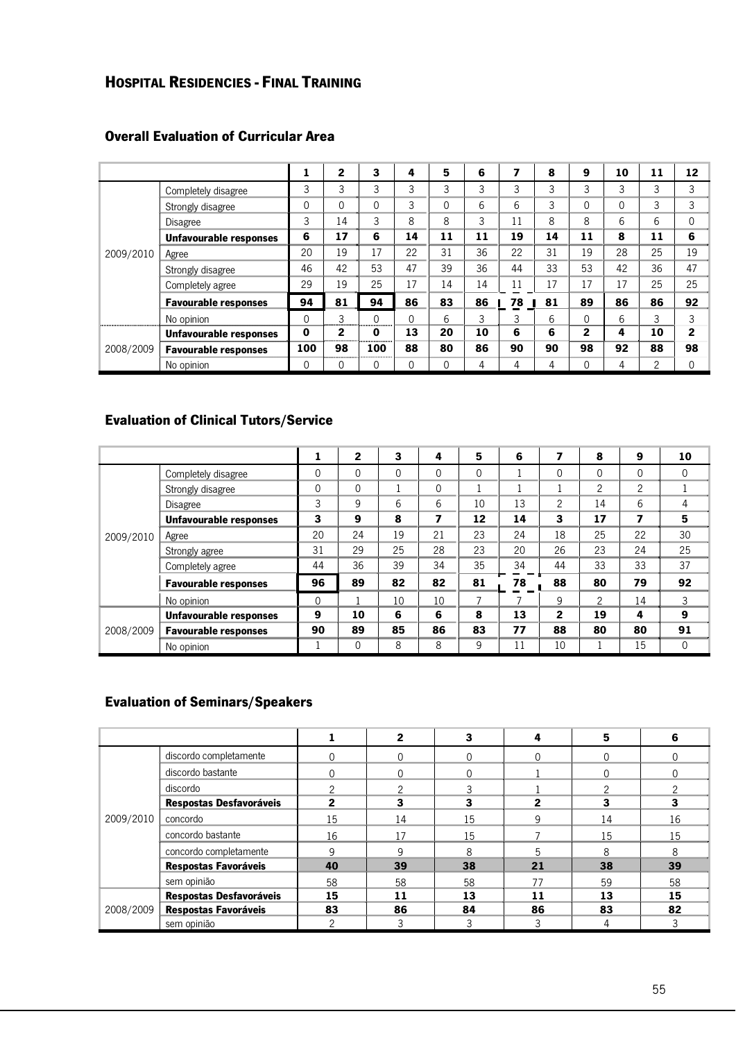## Hospital Residencies - Final Training

### Overall Evaluation of Curricular Area

| | | 1 | 2 | 3 | 4 | 5 | 6 | 7 | 8 | 9 | 10 | 11 | 12 |
|---|---|---|---|---|---|---|---|---|---|---|---|---|---|
| 2009/2010 | Completely disagree | 3 | 3 | 3 | 3 | 3 | 3 | 3 | 3 | 3 | 3 | 3 | 3 |
| | Strongly disagree | 0 | 0 | 0 | 3 | 0 | 6 | 6 | 3 | 0 | 0 | 3 | 3 |
| | Disagree | 3 | 14 | 3 | 8 | 8 | 3 | 11 | 8 | 8 | 6 | 6 | 0 |
| | **Unfavourable responses** | **6** | **17** | **6** | **14** | **11** | **11** | **19** | **14** | **11** | **8** | **11** | **6** |
| | Agree | 20 | 19 | 17 | 22 | 31 | 36 | 22 | 31 | 19 | 28 | 25 | 19 |
| | Strongly disagree | 46 | 42 | 53 | 47 | 39 | 36 | 44 | 33 | 53 | 42 | 36 | 47 |
| | Completely agree | 29 | 19 | 25 | 17 | 14 | 14 | 11 | 17 | 17 | 17 | 25 | 25 |
| | **Favourable responses** | **94** | **81** | **94** | **86** | **83** | **86** | **78** | **81** | **89** | **86** | **86** | **92** |
| | No opinion | 0 | 3 | 0 | 0 | 6 | 3 | 3 | 6 | 0 | 6 | 3 | 3 |
| 2008/2009 | **Unfavourable responses** | **0** | **2** | **0** | **13** | **20** | **10** | **6** | **6** | **2** | **4** | **10** | **2** |
| | **Favourable responses** | **100** | **98** | **100** | **88** | **80** | **86** | **90** | **90** | **98** | **92** | **88** | **98** |
| | No opinion | 0 | 0 | 0 | 0 | 0 | 4 | 4 | 4 | 0 | 4 | 2 | 0 |

### Evaluation of Clinical Tutors/Service

| | | 1 | 2 | 3 | 4 | 5 | 6 | 7 | 8 | 9 | 10 |
|---|---|---|---|---|---|---|---|---|---|---|---|
| 2009/2010 | Completely disagree | 0 | 0 | 0 | 0 | 0 | 1 | 0 | 0 | 0 | 0 |
| | Strongly disagree | 0 | 0 | 1 | 0 | 1 | 1 | 1 | 2 | 2 | 1 |
| | Disagree | 3 | 9 | 6 | 6 | 10 | 13 | 2 | 14 | 6 | 4 |
| | **Unfavourable responses** | **3** | **9** | **8** | **7** | **12** | **14** | **3** | **17** | **7** | **5** |
| | Agree | 20 | 24 | 19 | 21 | 23 | 24 | 18 | 25 | 22 | 30 |
| | Strongly agree | 31 | 29 | 25 | 28 | 23 | 20 | 26 | 23 | 24 | 25 |
| | Completely agree | 44 | 36 | 39 | 34 | 35 | 34 | 44 | 33 | 33 | 37 |
| | **Favourable responses** | **96** | **89** | **82** | **82** | **81** | **78** | **88** | **80** | **79** | **92** |
| | No opinion | 0 | 1 | 10 | 10 | 7 | 7 | 9 | 2 | 14 | 3 |
| 2008/2009 | **Unfavourable responses** | **9** | **10** | **6** | **6** | **8** | **13** | **2** | **19** | **4** | **9** |
| | **Favourable responses** | **90** | **89** | **85** | **86** | **83** | **77** | **88** | **80** | **80** | **91** |
| | No opinion | 1 | 0 | 8 | 8 | 9 | 11 | 10 | 1 | 15 | 0 |

### Evaluation of Seminars/Speakers

| | | 1 | 2 | 3 | 4 | 5 | 6 |
|---|---|---|---|---|---|---|---|
| 2009/2010 | discordo completamente | 0 | 0 | 0 | 0 | 0 | 0 |
| | discordo bastante | 0 | 0 | 0 | 1 | 0 | 0 |
| | discordo | 2 | 2 | 3 | 1 | 2 | 2 |
| | **Respostas Desfavoráveis** | **2** | **3** | **3** | **2** | **3** | **3** |
| | concordo | 15 | 14 | 15 | 9 | 14 | 16 |
| | concordo bastante | 16 | 17 | 15 | 7 | 15 | 15 |
| | concordo completamente | 9 | 9 | 8 | 5 | 8 | 8 |
| | **Respostas Favoráveis** | **40** | **39** | **38** | **21** | **38** | **39** |
| | sem opinião | 58 | 58 | 58 | 77 | 59 | 58 |
| 2008/2009 | **Respostas Desfavoráveis** | **15** | **11** | **13** | **11** | **13** | **15** |
| | **Respostas Favoráveis** | **83** | **86** | **84** | **86** | **83** | **82** |
| | sem opinião | 2 | 3 | 3 | 3 | 4 | 3 |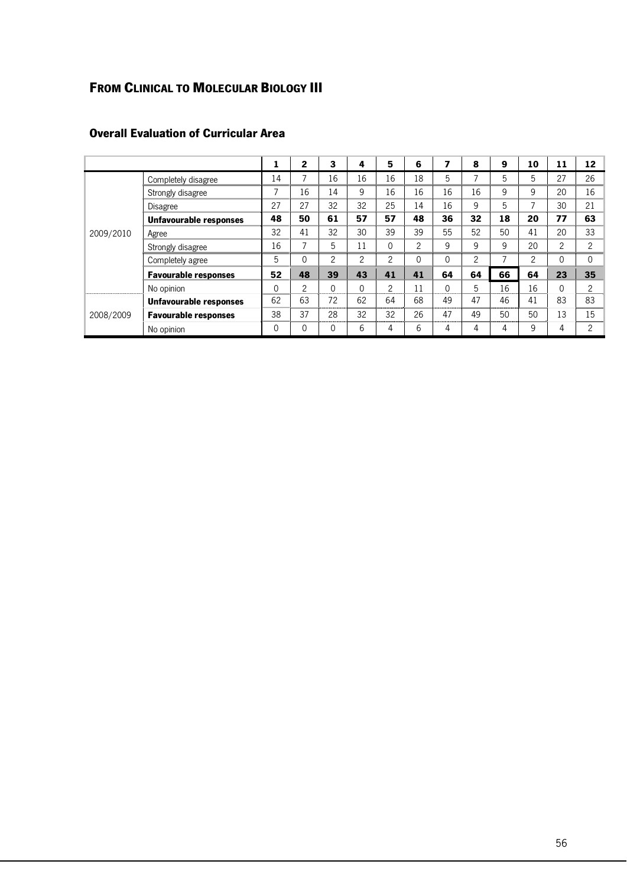## FROM CLINICAL TO MOLECULAR BIOLOGY III

### Overall Evaluation of Curricular Area

| | | 1 | 2 | 3 | 4 | 5 | 6 | 7 | 8 | 9 | 10 | 11 | 12 |
|---|---|---|---|---|---|---|---|---|---|---|---|---|---|
| 2009/2010 | Completely disagree | 14 | 7 | 16 | 16 | 16 | 18 | 5 | 7 | 5 | 5 | 27 | 26 |
| | Strongly disagree | 7 | 16 | 14 | 9 | 16 | 16 | 16 | 16 | 9 | 9 | 20 | 16 |
| | Disagree | 27 | 27 | 32 | 32 | 25 | 14 | 16 | 9 | 5 | 7 | 30 | 21 |
| | **Unfavourable responses** | **48** | **50** | **61** | **57** | **57** | **48** | **36** | **32** | **18** | **20** | **77** | **63** |
| | Agree | 32 | 41 | 32 | 30 | 39 | 39 | 55 | 52 | 50 | 41 | 20 | 33 |
| | Strongly disagree | 16 | 7 | 5 | 11 | 0 | 2 | 9 | 9 | 9 | 20 | 2 | 2 |
| | Completely agree | 5 | 0 | 2 | 2 | 2 | 0 | 0 | 2 | 7 | 2 | 0 | 0 |
| | **Favourable responses** | **52** | **48** | **39** | **43** | **41** | **41** | **64** | **64** | **66** | **64** | **23** | **35** |
| | No opinion | 0 | 2 | 0 | 0 | 2 | 11 | 0 | 5 | 16 | 16 | 0 | 2 |
| 2008/2009 | **Unfavourable responses** | 62 | 63 | 72 | 62 | 64 | 68 | 49 | 47 | 46 | 41 | 83 | 83 |
| | **Favourable responses** | 38 | 37 | 28 | 32 | 32 | 26 | 47 | 49 | 50 | 50 | 13 | 15 |
| | No opinion | 0 | 0 | 0 | 6 | 4 | 6 | 4 | 4 | 4 | 9 | 4 | 2 |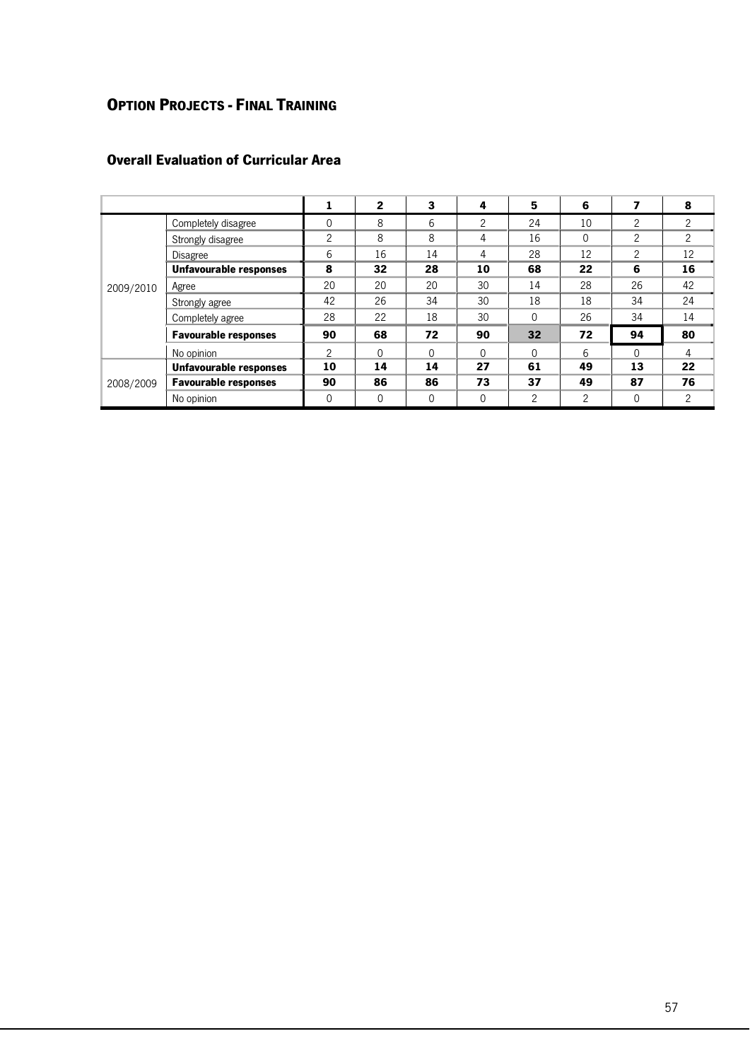## Option Projects - Final Training

### Overall Evaluation of Curricular Area

| | | 1 | 2 | 3 | 4 | 5 | 6 | 7 | 8 |
|---|---|---|---|---|---|---|---|---|---|
| 2009/2010 | Completely disagree | 0 | 8 | 6 | 2 | 24 | 10 | 2 | 2 |
| | Strongly disagree | 2 | 8 | 8 | 4 | 16 | 0 | 2 | 2 |
| | Disagree | 6 | 16 | 14 | 4 | 28 | 12 | 2 | 12 |
| | **Unfavourable responses** | **8** | **32** | **28** | **10** | **68** | **22** | **6** | **16** |
| | Agree | 20 | 20 | 20 | 30 | 14 | 28 | 26 | 42 |
| | Strongly agree | 42 | 26 | 34 | 30 | 18 | 18 | 34 | 24 |
| | Completely agree | 28 | 22 | 18 | 30 | 0 | 26 | 34 | 14 |
| | **Favourable responses** | **90** | **68** | **72** | **90** | **32** | **72** | **94** | **80** |
| | No opinion | 2 | 0 | 0 | 0 | 0 | 6 | 0 | 4 |
| 2008/2009 | **Unfavourable responses** | **10** | **14** | **14** | **27** | **61** | **49** | **13** | **22** |
| | **Favourable responses** | **90** | **86** | **86** | **73** | **37** | **49** | **87** | **76** |
| | No opinion | 0 | 0 | 0 | 0 | 2 | 2 | 0 | 2 |